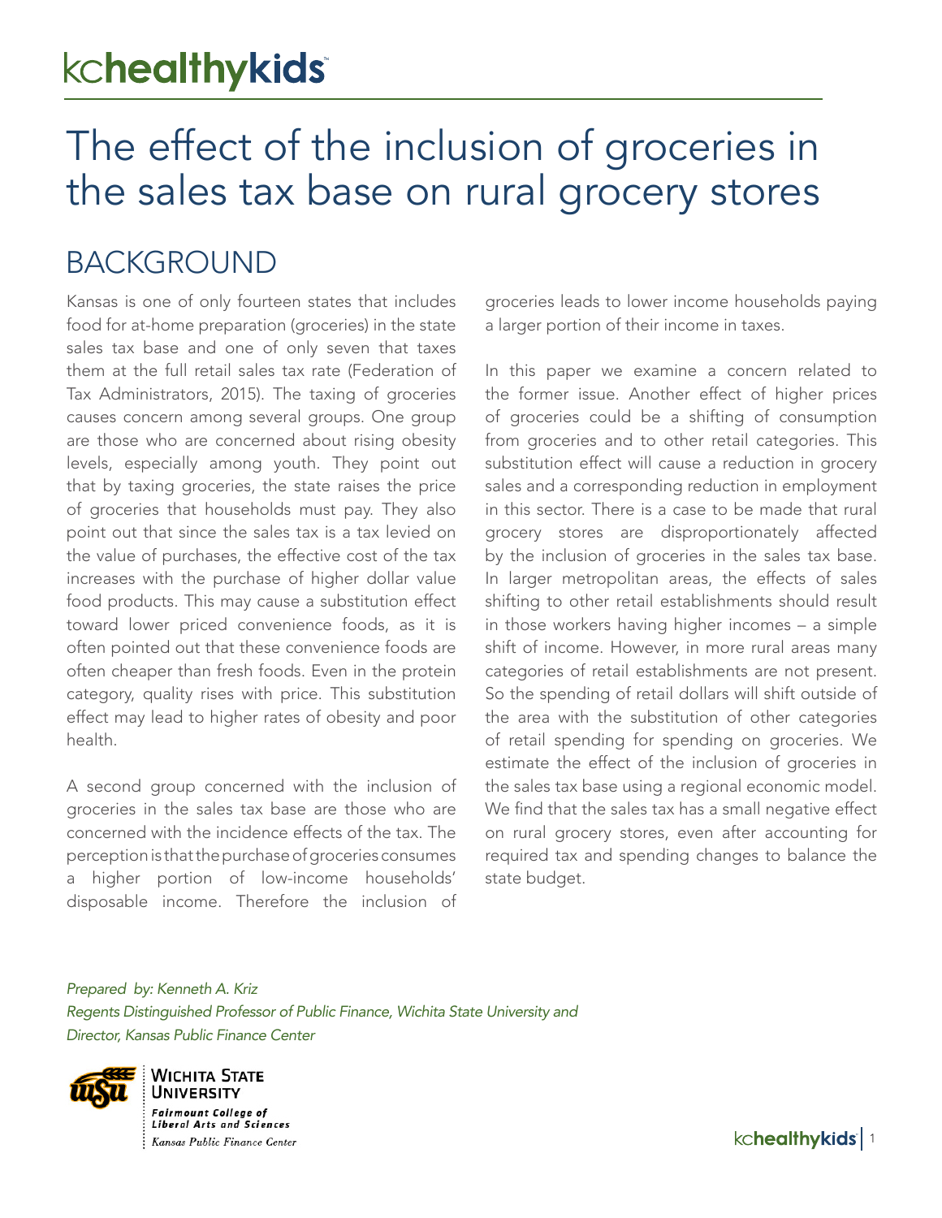# The effect of the inclusion of groceries in the sales tax base on rural grocery stores

## BACKGROUND

Kansas is one of only fourteen states that includes food for at-home preparation (groceries) in the state sales tax base and one of only seven that taxes them at the full retail sales tax rate (Federation of Tax Administrators, 2015). The taxing of groceries causes concern among several groups. One group are those who are concerned about rising obesity levels, especially among youth. They point out that by taxing groceries, the state raises the price of groceries that households must pay. They also point out that since the sales tax is a tax levied on the value of purchases, the effective cost of the tax increases with the purchase of higher dollar value food products. This may cause a substitution effect toward lower priced convenience foods, as it is often pointed out that these convenience foods are often cheaper than fresh foods. Even in the protein category, quality rises with price. This substitution effect may lead to higher rates of obesity and poor health.

A second group concerned with the inclusion of groceries in the sales tax base are those who are concerned with the incidence effects of the tax. The perception is that the purchase of groceries consumes a higher portion of low-income households' disposable income. Therefore the inclusion of groceries leads to lower income households paying a larger portion of their income in taxes.

In this paper we examine a concern related to the former issue. Another effect of higher prices of groceries could be a shifting of consumption from groceries and to other retail categories. This substitution effect will cause a reduction in grocery sales and a corresponding reduction in employment in this sector. There is a case to be made that rural grocery stores are disproportionately affected by the inclusion of groceries in the sales tax base. In larger metropolitan areas, the effects of sales shifting to other retail establishments should result in those workers having higher incomes – a simple shift of income. However, in more rural areas many categories of retail establishments are not present. So the spending of retail dollars will shift outside of the area with the substitution of other categories of retail spending for spending on groceries. We estimate the effect of the inclusion of groceries in the sales tax base using a regional economic model. We find that the sales tax has a small negative effect on rural grocery stores, even after accounting for required tax and spending changes to balance the state budget.

*Prepared by: Kenneth A. Kriz*
*Regents Distinguished Professor of Public Finance, Wichita State University and*
*Director, Kansas Public Finance Center*

Wichita State University
Fairmount College of Liberal Arts and Sciences
Kansas Public Finance Center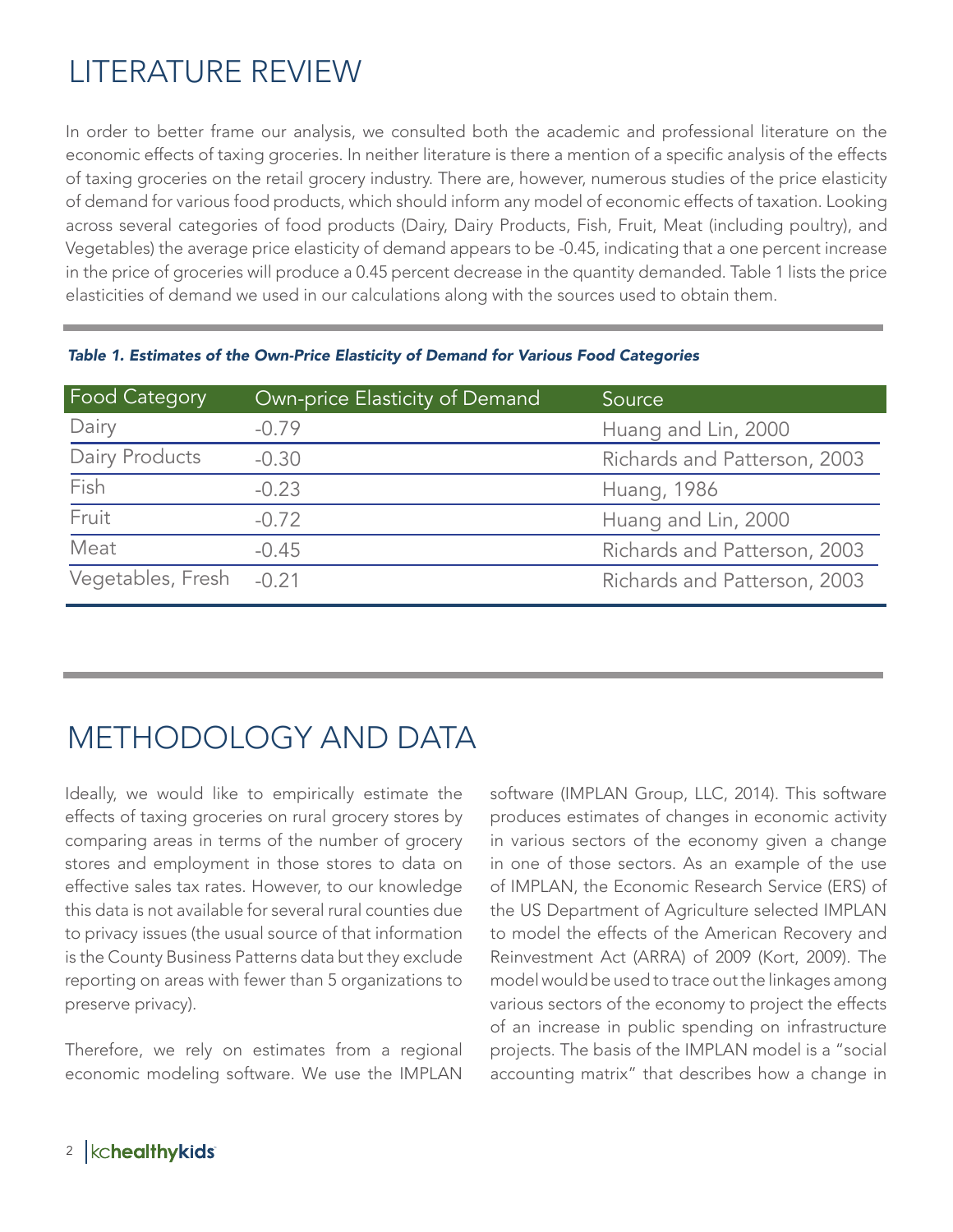# LITERATURE REVIEW

In order to better frame our analysis, we consulted both the academic and professional literature on the economic effects of taxing groceries. In neither literature is there a mention of a specific analysis of the effects of taxing groceries on the retail grocery industry. There are, however, numerous studies of the price elasticity of demand for various food products, which should inform any model of economic effects of taxation. Looking across several categories of food products (Dairy, Dairy Products, Fish, Fruit, Meat (including poultry), and Vegetables) the average price elasticity of demand appears to be -0.45, indicating that a one percent increase in the price of groceries will produce a 0.45 percent decrease in the quantity demanded. Table 1 lists the price elasticities of demand we used in our calculations along with the sources used to obtain them.

***Table 1. Estimates of the Own-Price Elasticity of Demand for Various Food Categories***

| Food Category | Own-price Elasticity of Demand | Source |
|---|---|---|
| Dairy | -0.79 | Huang and Lin, 2000 |
| Dairy Products | -0.30 | Richards and Patterson, 2003 |
| Fish | -0.23 | Huang, 1986 |
| Fruit | -0.72 | Huang and Lin, 2000 |
| Meat | -0.45 | Richards and Patterson, 2003 |
| Vegetables, Fresh | -0.21 | Richards and Patterson, 2003 |

# METHODOLOGY AND DATA

Ideally, we would like to empirically estimate the effects of taxing groceries on rural grocery stores by comparing areas in terms of the number of grocery stores and employment in those stores to data on effective sales tax rates. However, to our knowledge this data is not available for several rural counties due to privacy issues (the usual source of that information is the County Business Patterns data but they exclude reporting on areas with fewer than 5 organizations to preserve privacy).

Therefore, we rely on estimates from a regional economic modeling software. We use the IMPLAN software (IMPLAN Group, LLC, 2014). This software produces estimates of changes in economic activity in various sectors of the economy given a change in one of those sectors. As an example of the use of IMPLAN, the Economic Research Service (ERS) of the US Department of Agriculture selected IMPLAN to model the effects of the American Recovery and Reinvestment Act (ARRA) of 2009 (Kort, 2009). The model would be used to trace out the linkages among various sectors of the economy to project the effects of an increase in public spending on infrastructure projects. The basis of the IMPLAN model is a "social accounting matrix" that describes how a change in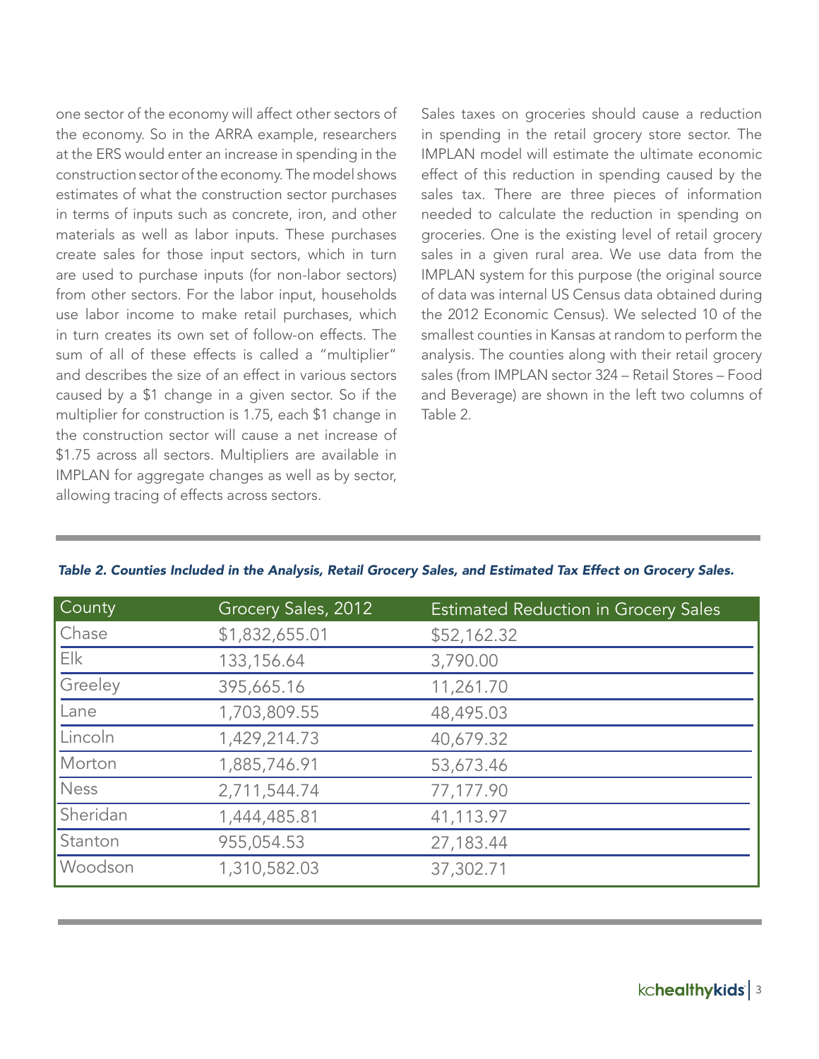one sector of the economy will affect other sectors of the economy. So in the ARRA example, researchers at the ERS would enter an increase in spending in the construction sector of the economy. The model shows estimates of what the construction sector purchases in terms of inputs such as concrete, iron, and other materials as well as labor inputs. These purchases create sales for those input sectors, which in turn are used to purchase inputs (for non-labor sectors) from other sectors. For the labor input, households use labor income to make retail purchases, which in turn creates its own set of follow-on effects. The sum of all of these effects is called a "multiplier" and describes the size of an effect in various sectors caused by a $1 change in a given sector. So if the multiplier for construction is 1.75, each $1 change in the construction sector will cause a net increase of $1.75 across all sectors. Multipliers are available in IMPLAN for aggregate changes as well as by sector, allowing tracing of effects across sectors.

Sales taxes on groceries should cause a reduction in spending in the retail grocery store sector. The IMPLAN model will estimate the ultimate economic effect of this reduction in spending caused by the sales tax. There are three pieces of information needed to calculate the reduction in spending on groceries. One is the existing level of retail grocery sales in a given rural area. We use data from the IMPLAN system for this purpose (the original source of data was internal US Census data obtained during the 2012 Economic Census). We selected 10 of the smallest counties in Kansas at random to perform the analysis. The counties along with their retail grocery sales (from IMPLAN sector 324 – Retail Stores – Food and Beverage) are shown in the left two columns of Table 2.

*Table 2. Counties Included in the Analysis, Retail Grocery Sales, and Estimated Tax Effect on Grocery Sales.*

| County | Grocery Sales, 2012 | Estimated Reduction in Grocery Sales |
|---|---|---|
| Chase | $1,832,655.01 | $52,162.32 |
| Elk | 133,156.64 | 3,790.00 |
| Greeley | 395,665.16 | 11,261.70 |
| Lane | 1,703,809.55 | 48,495.03 |
| Lincoln | 1,429,214.73 | 40,679.32 |
| Morton | 1,885,746.91 | 53,673.46 |
| Ness | 2,711,544.74 | 77,177.90 |
| Sheridan | 1,444,485.81 | 41,113.97 |
| Stanton | 955,054.53 | 27,183.44 |
| Woodson | 1,310,582.03 | 37,302.71 |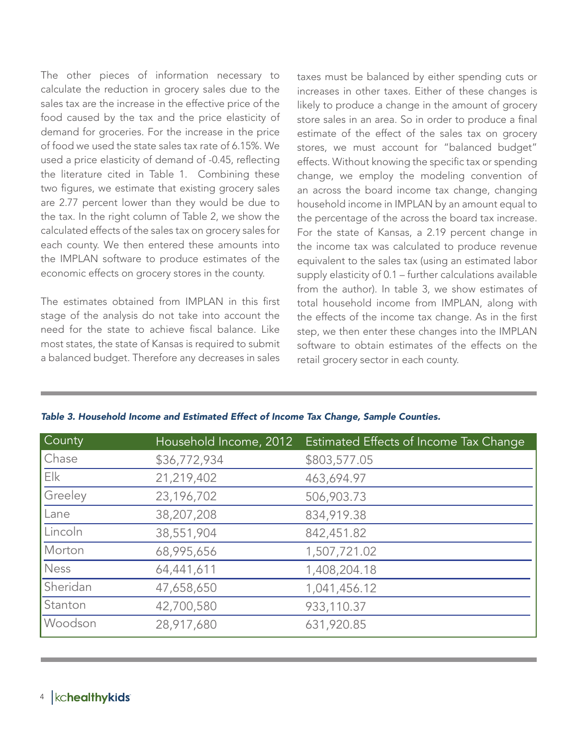The other pieces of information necessary to calculate the reduction in grocery sales due to the sales tax are the increase in the effective price of the food caused by the tax and the price elasticity of demand for groceries. For the increase in the price of food we used the state sales tax rate of 6.15%. We used a price elasticity of demand of -0.45, reflecting the literature cited in Table 1. Combining these two figures, we estimate that existing grocery sales are 2.77 percent lower than they would be due to the tax. In the right column of Table 2, we show the calculated effects of the sales tax on grocery sales for each county. We then entered these amounts into the IMPLAN software to produce estimates of the economic effects on grocery stores in the county.

The estimates obtained from IMPLAN in this first stage of the analysis do not take into account the need for the state to achieve fiscal balance. Like most states, the state of Kansas is required to submit a balanced budget. Therefore any decreases in sales taxes must be balanced by either spending cuts or increases in other taxes. Either of these changes is likely to produce a change in the amount of grocery store sales in an area. So in order to produce a final estimate of the effect of the sales tax on grocery stores, we must account for "balanced budget" effects. Without knowing the specific tax or spending change, we employ the modeling convention of an across the board income tax change, changing household income in IMPLAN by an amount equal to the percentage of the across the board tax increase. For the state of Kansas, a 2.19 percent change in the income tax was calculated to produce revenue equivalent to the sales tax (using an estimated labor supply elasticity of 0.1 – further calculations available from the author). In table 3, we show estimates of total household income from IMPLAN, along with the effects of the income tax change. As in the first step, we then enter these changes into the IMPLAN software to obtain estimates of the effects on the retail grocery sector in each county.

*Table 3. Household Income and Estimated Effect of Income Tax Change, Sample Counties.*

| County | Household Income, 2012 | Estimated Effects of Income Tax Change |
|---|---|---|
| Chase | $36,772,934 | $803,577.05 |
| Elk | 21,219,402 | 463,694.97 |
| Greeley | 23,196,702 | 506,903.73 |
| Lane | 38,207,208 | 834,919.38 |
| Lincoln | 38,551,904 | 842,451.82 |
| Morton | 68,995,656 | 1,507,721.02 |
| Ness | 64,441,611 | 1,408,204.18 |
| Sheridan | 47,658,650 | 1,041,456.12 |
| Stanton | 42,700,580 | 933,110.37 |
| Woodson | 28,917,680 | 631,920.85 |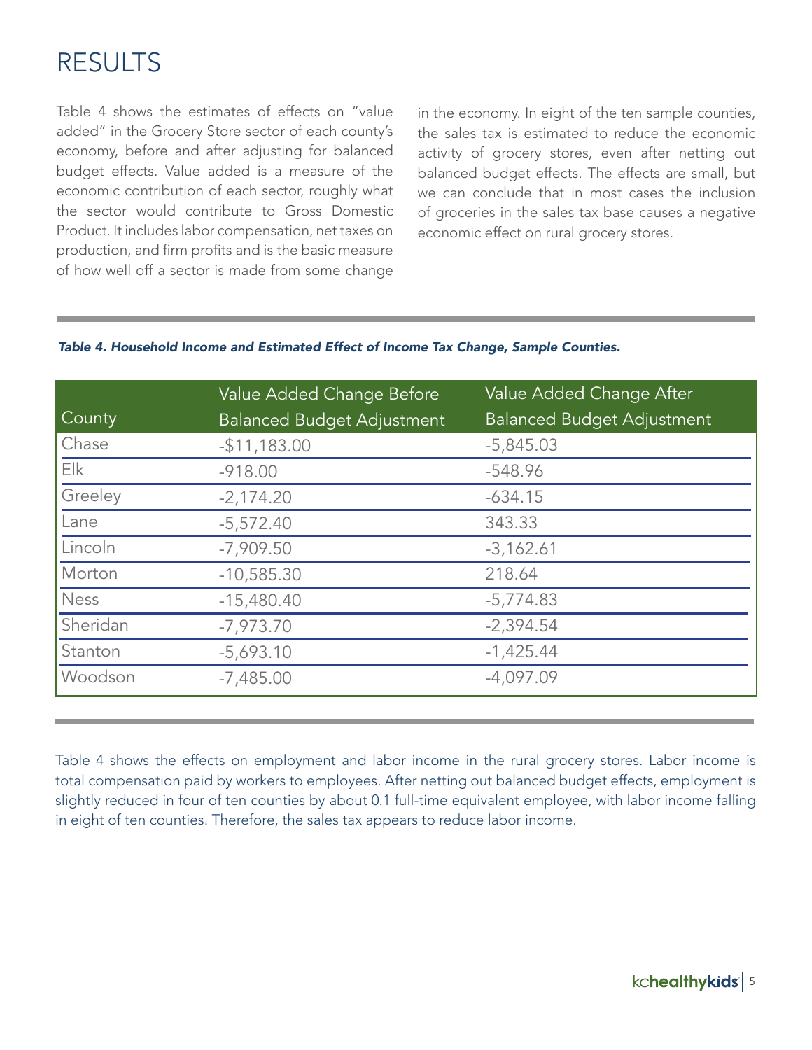# RESULTS

Table 4 shows the estimates of effects on "value added" in the Grocery Store sector of each county's economy, before and after adjusting for balanced budget effects. Value added is a measure of the economic contribution of each sector, roughly what the sector would contribute to Gross Domestic Product. It includes labor compensation, net taxes on production, and firm profits and is the basic measure of how well off a sector is made from some change in the economy. In eight of the ten sample counties, the sales tax is estimated to reduce the economic activity of grocery stores, even after netting out balanced budget effects. The effects are small, but we can conclude that in most cases the inclusion of groceries in the sales tax base causes a negative economic effect on rural grocery stores.

*Table 4. Household Income and Estimated Effect of Income Tax Change, Sample Counties.*

| County | Value Added Change Before Balanced Budget Adjustment | Value Added Change After Balanced Budget Adjustment |
|---|---|---|
| Chase | -$11,183.00 | -5,845.03 |
| Elk | -918.00 | -548.96 |
| Greeley | -2,174.20 | -634.15 |
| Lane | -5,572.40 | 343.33 |
| Lincoln | -7,909.50 | -3,162.61 |
| Morton | -10,585.30 | 218.64 |
| Ness | -15,480.40 | -5,774.83 |
| Sheridan | -7,973.70 | -2,394.54 |
| Stanton | -5,693.10 | -1,425.44 |
| Woodson | -7,485.00 | -4,097.09 |

Table 4 shows the effects on employment and labor income in the rural grocery stores. Labor income is total compensation paid by workers to employees. After netting out balanced budget effects, employment is slightly reduced in four of ten counties by about 0.1 full-time equivalent employee, with labor income falling in eight of ten counties. Therefore, the sales tax appears to reduce labor income.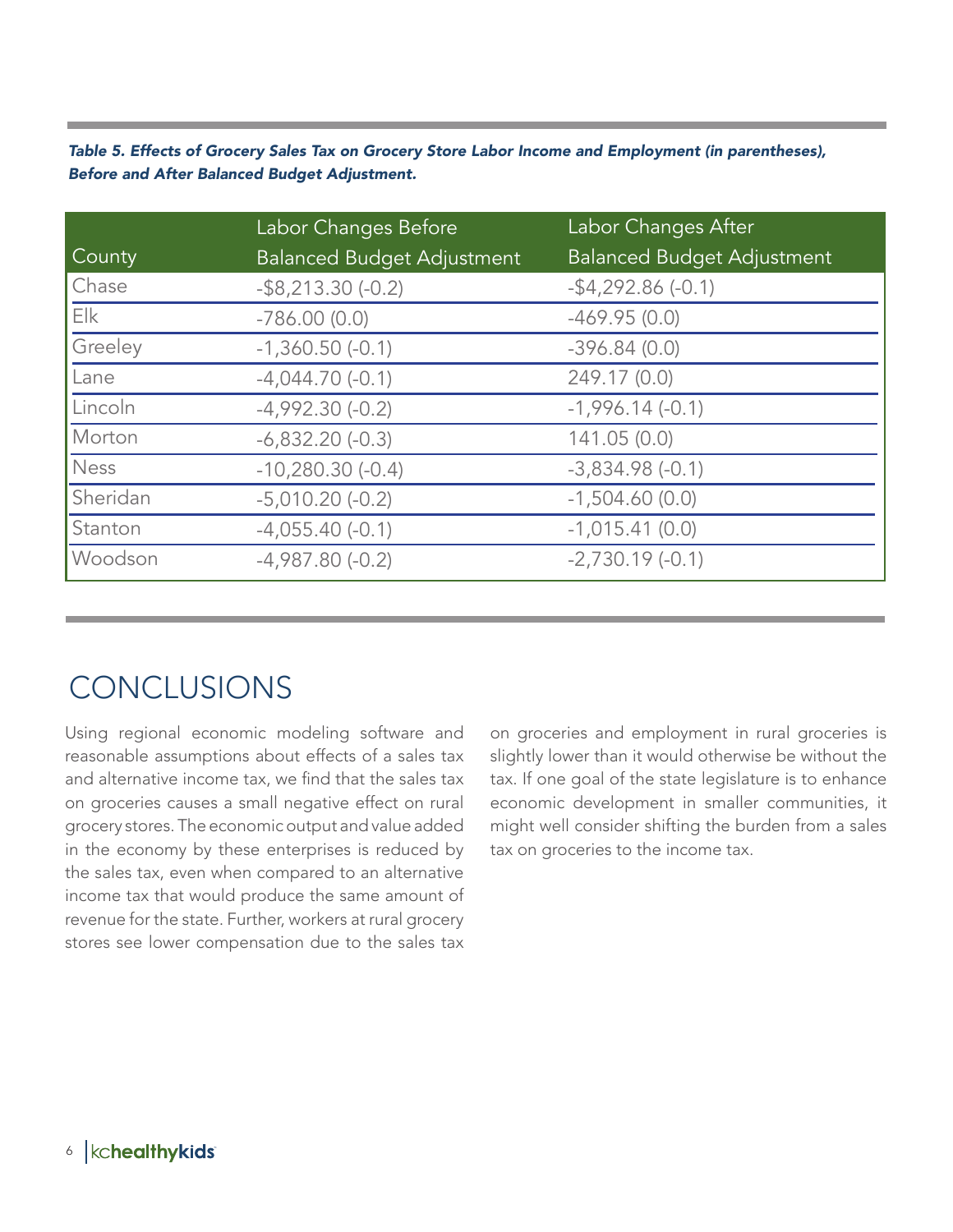*Table 5. Effects of Grocery Sales Tax on Grocery Store Labor Income and Employment (in parentheses), Before and After Balanced Budget Adjustment.*

| County | Labor Changes Before Balanced Budget Adjustment | Labor Changes After Balanced Budget Adjustment |
|---|---|---|
| Chase | -$8,213.30 (-0.2) | -$4,292.86 (-0.1) |
| Elk | -786.00 (0.0) | -469.95 (0.0) |
| Greeley | -1,360.50 (-0.1) | -396.84 (0.0) |
| Lane | -4,044.70 (-0.1) | 249.17 (0.0) |
| Lincoln | -4,992.30 (-0.2) | -1,996.14 (-0.1) |
| Morton | -6,832.20 (-0.3) | 141.05 (0.0) |
| Ness | -10,280.30 (-0.4) | -3,834.98 (-0.1) |
| Sheridan | -5,010.20 (-0.2) | -1,504.60 (0.0) |
| Stanton | -4,055.40 (-0.1) | -1,015.41 (0.0) |
| Woodson | -4,987.80 (-0.2) | -2,730.19 (-0.1) |

# CONCLUSIONS

Using regional economic modeling software and reasonable assumptions about effects of a sales tax and alternative income tax, we find that the sales tax on groceries causes a small negative effect on rural grocery stores. The economic output and value added in the economy by these enterprises is reduced by the sales tax, even when compared to an alternative income tax that would produce the same amount of revenue for the state. Further, workers at rural grocery stores see lower compensation due to the sales tax on groceries and employment in rural groceries is slightly lower than it would otherwise be without the tax. If one goal of the state legislature is to enhance economic development in smaller communities, it might well consider shifting the burden from a sales tax on groceries to the income tax.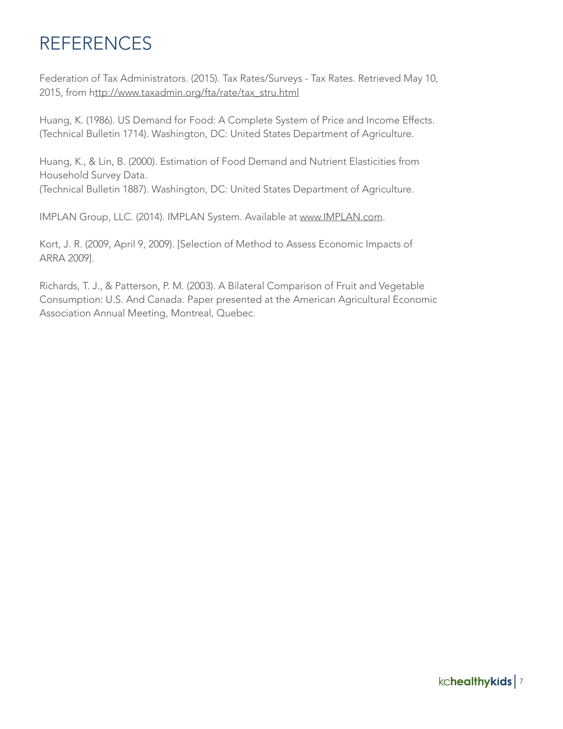# REFERENCES

Federation of Tax Administrators. (2015). Tax Rates/Surveys - Tax Rates. Retrieved May 10, 2015, from http://www.taxadmin.org/fta/rate/tax_stru.html

Huang, K. (1986). US Demand for Food: A Complete System of Price and Income Effects. (Technical Bulletin 1714). Washington, DC: United States Department of Agriculture.

Huang, K., & Lin, B. (2000). Estimation of Food Demand and Nutrient Elasticities from Household Survey Data.
(Technical Bulletin 1887). Washington, DC: United States Department of Agriculture.

IMPLAN Group, LLC. (2014). IMPLAN System. Available at www.IMPLAN.com.

Kort, J. R. (2009, April 9, 2009). [Selection of Method to Assess Economic Impacts of ARRA 2009].

Richards, T. J., & Patterson, P. M. (2003). A Bilateral Comparison of Fruit and Vegetable Consumption: U.S. And Canada. Paper presented at the American Agricultural Economic Association Annual Meeting, Montreal, Quebec.